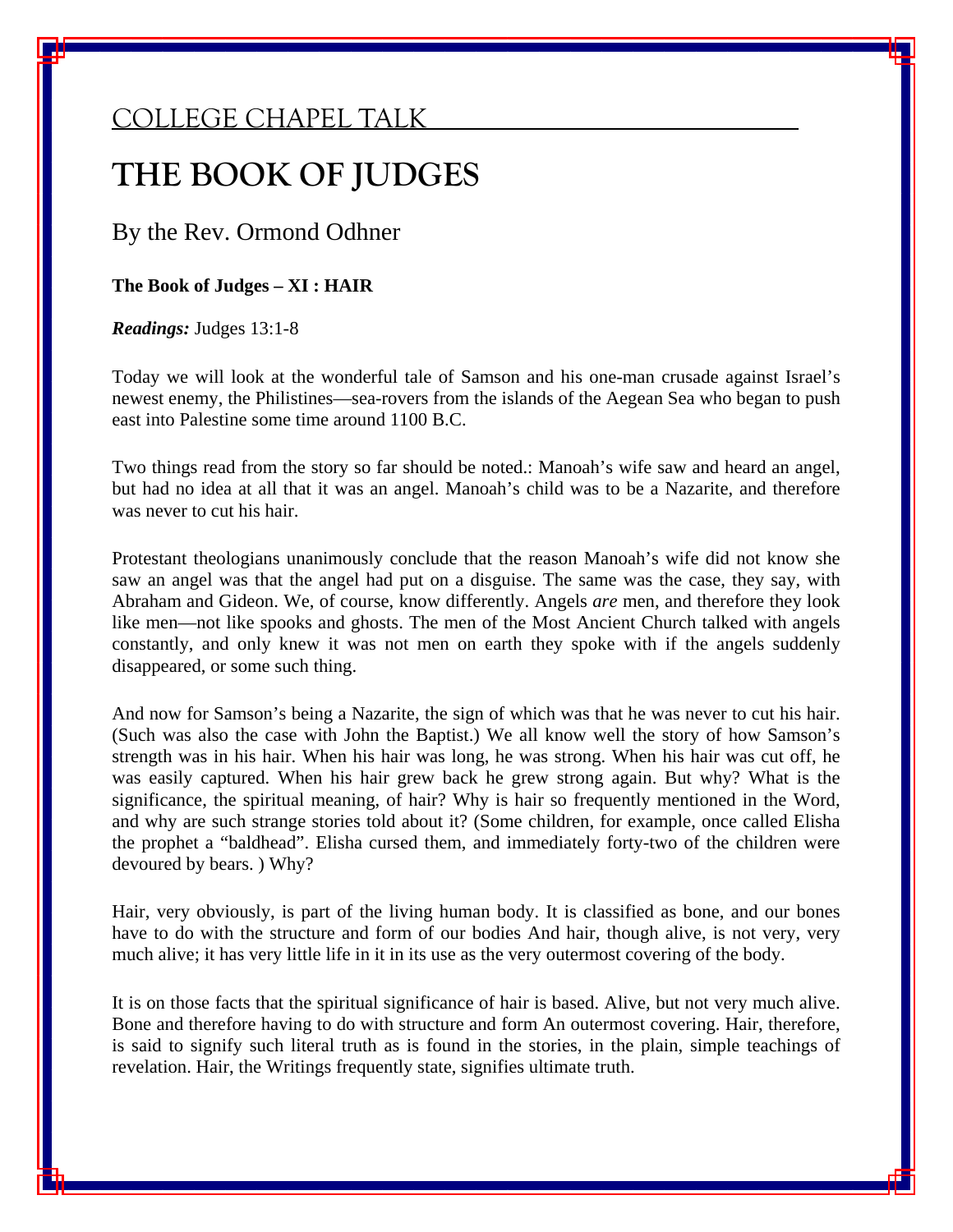COLLEGE CHAPEL TALK

# THE BOOK OF JUDGES

By the Rev. Ormond Odhner

**The Book of Judges – XI : HAIR**

***Readings:*** Judges 13:1-8

Today we will look at the wonderful tale of Samson and his one-man crusade against Israel's newest enemy, the Philistines—sea-rovers from the islands of the Aegean Sea who began to push east into Palestine some time around 1100 B.C.

Two things read from the story so far should be noted.: Manoah's wife saw and heard an angel, but had no idea at all that it was an angel. Manoah's child was to be a Nazarite, and therefore was never to cut his hair.

Protestant theologians unanimously conclude that the reason Manoah's wife did not know she saw an angel was that the angel had put on a disguise. The same was the case, they say, with Abraham and Gideon. We, of course, know differently. Angels *are* men, and therefore they look like men—not like spooks and ghosts. The men of the Most Ancient Church talked with angels constantly, and only knew it was not men on earth they spoke with if the angels suddenly disappeared, or some such thing.

And now for Samson's being a Nazarite, the sign of which was that he was never to cut his hair. (Such was also the case with John the Baptist.) We all know well the story of how Samson's strength was in his hair. When his hair was long, he was strong. When his hair was cut off, he was easily captured. When his hair grew back he grew strong again. But why? What is the significance, the spiritual meaning, of hair? Why is hair so frequently mentioned in the Word, and why are such strange stories told about it? (Some children, for example, once called Elisha the prophet a "baldhead". Elisha cursed them, and immediately forty-two of the children were devoured by bears. ) Why?

Hair, very obviously, is part of the living human body. It is classified as bone, and our bones have to do with the structure and form of our bodies And hair, though alive, is not very, very much alive; it has very little life in it in its use as the very outermost covering of the body.

It is on those facts that the spiritual significance of hair is based. Alive, but not very much alive. Bone and therefore having to do with structure and form An outermost covering. Hair, therefore, is said to signify such literal truth as is found in the stories, in the plain, simple teachings of revelation. Hair, the Writings frequently state, signifies ultimate truth.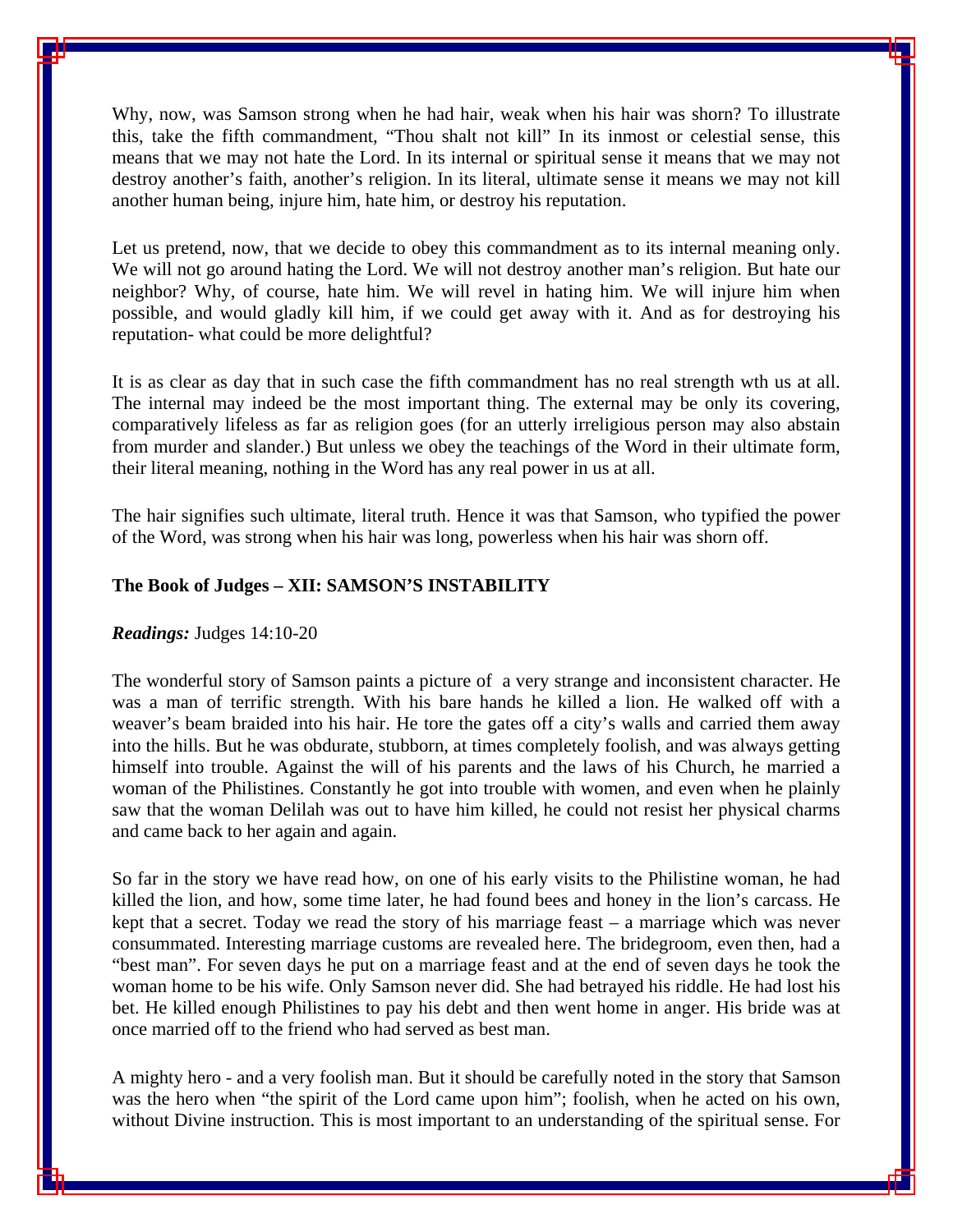Why, now, was Samson strong when he had hair, weak when his hair was shorn? To illustrate this, take the fifth commandment, "Thou shalt not kill" In its inmost or celestial sense, this means that we may not hate the Lord. In its internal or spiritual sense it means that we may not destroy another's faith, another's religion. In its literal, ultimate sense it means we may not kill another human being, injure him, hate him, or destroy his reputation.

Let us pretend, now, that we decide to obey this commandment as to its internal meaning only. We will not go around hating the Lord. We will not destroy another man's religion. But hate our neighbor? Why, of course, hate him. We will revel in hating him. We will injure him when possible, and would gladly kill him, if we could get away with it. And as for destroying his reputation- what could be more delightful?

It is as clear as day that in such case the fifth commandment has no real strength wth us at all. The internal may indeed be the most important thing. The external may be only its covering, comparatively lifeless as far as religion goes (for an utterly irreligious person may also abstain from murder and slander.) But unless we obey the teachings of the Word in their ultimate form, their literal meaning, nothing in the Word has any real power in us at all.

The hair signifies such ultimate, literal truth. Hence it was that Samson, who typified the power of the Word, was strong when his hair was long, powerless when his hair was shorn off.

### The Book of Judges – XII: SAMSON'S INSTABILITY

***Readings:*** Judges 14:10-20

The wonderful story of Samson paints a picture of a very strange and inconsistent character. He was a man of terrific strength. With his bare hands he killed a lion. He walked off with a weaver's beam braided into his hair. He tore the gates off a city's walls and carried them away into the hills. But he was obdurate, stubborn, at times completely foolish, and was always getting himself into trouble. Against the will of his parents and the laws of his Church, he married a woman of the Philistines. Constantly he got into trouble with women, and even when he plainly saw that the woman Delilah was out to have him killed, he could not resist her physical charms and came back to her again and again.

So far in the story we have read how, on one of his early visits to the Philistine woman, he had killed the lion, and how, some time later, he had found bees and honey in the lion's carcass. He kept that a secret. Today we read the story of his marriage feast – a marriage which was never consummated. Interesting marriage customs are revealed here. The bridegroom, even then, had a "best man". For seven days he put on a marriage feast and at the end of seven days he took the woman home to be his wife. Only Samson never did. She had betrayed his riddle. He had lost his bet. He killed enough Philistines to pay his debt and then went home in anger. His bride was at once married off to the friend who had served as best man.

A mighty hero - and a very foolish man. But it should be carefully noted in the story that Samson was the hero when "the spirit of the Lord came upon him"; foolish, when he acted on his own, without Divine instruction. This is most important to an understanding of the spiritual sense. For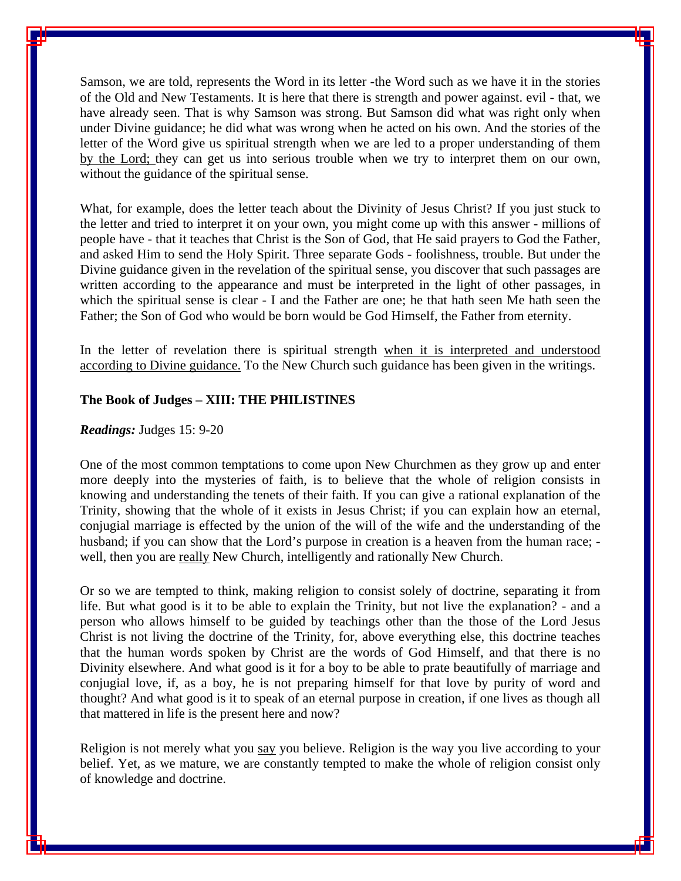Samson, we are told, represents the Word in its letter -the Word such as we have it in the stories of the Old and New Testaments. It is here that there is strength and power against. evil - that, we have already seen. That is why Samson was strong. But Samson did what was right only when under Divine guidance; he did what was wrong when he acted on his own. And the stories of the letter of the Word give us spiritual strength when we are led to a proper understanding of them <u>by the Lord;</u> they can get us into serious trouble when we try to interpret them on our own, without the guidance of the spiritual sense.

What, for example, does the letter teach about the Divinity of Jesus Christ? If you just stuck to the letter and tried to interpret it on your own, you might come up with this answer - millions of people have - that it teaches that Christ is the Son of God, that He said prayers to God the Father, and asked Him to send the Holy Spirit. Three separate Gods - foolishness, trouble. But under the Divine guidance given in the revelation of the spiritual sense, you discover that such passages are written according to the appearance and must be interpreted in the light of other passages, in which the spiritual sense is clear - I and the Father are one; he that hath seen Me hath seen the Father; the Son of God who would be born would be God Himself, the Father from eternity.

In the letter of revelation there is spiritual strength <u>when it is interpreted and understood according to Divine guidance.</u> To the New Church such guidance has been given in the writings.

**The Book of Judges – XIII: THE PHILISTINES**

***Readings:*** Judges 15: 9-20

One of the most common temptations to come upon New Churchmen as they grow up and enter more deeply into the mysteries of faith, is to believe that the whole of religion consists in knowing and understanding the tenets of their faith. If you can give a rational explanation of the Trinity, showing that the whole of it exists in Jesus Christ; if you can explain how an eternal, conjugial marriage is effected by the union of the will of the wife and the understanding of the husband; if you can show that the Lord's purpose in creation is a heaven from the human race; - well, then you are <u>really</u> New Church, intelligently and rationally New Church.

Or so we are tempted to think, making religion to consist solely of doctrine, separating it from life. But what good is it to be able to explain the Trinity, but not live the explanation? - and a person who allows himself to be guided by teachings other than the those of the Lord Jesus Christ is not living the doctrine of the Trinity, for, above everything else, this doctrine teaches that the human words spoken by Christ are the words of God Himself, and that there is no Divinity elsewhere. And what good is it for a boy to be able to prate beautifully of marriage and conjugial love, if, as a boy, he is not preparing himself for that love by purity of word and thought? And what good is it to speak of an eternal purpose in creation, if one lives as though all that mattered in life is the present here and now?

Religion is not merely what you <u>say</u> you believe. Religion is the way you live according to your belief. Yet, as we mature, we are constantly tempted to make the whole of religion consist only of knowledge and doctrine.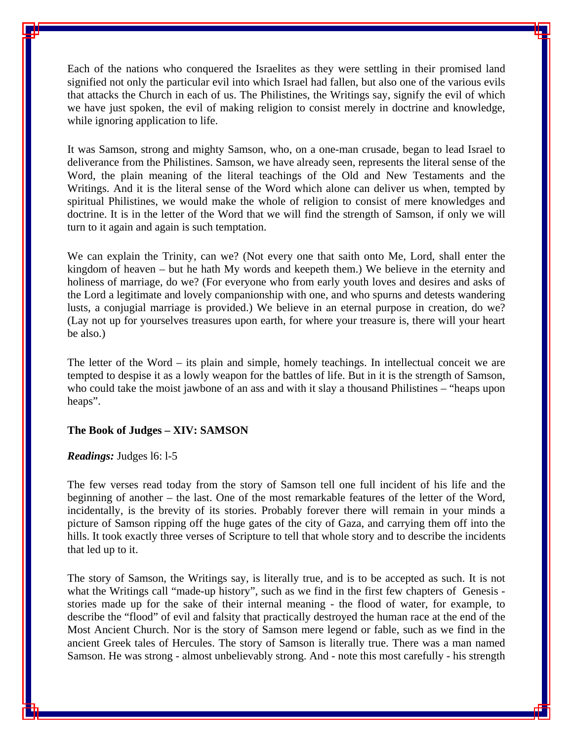Each of the nations who conquered the Israelites as they were settling in their promised land signified not only the particular evil into which Israel had fallen, but also one of the various evils that attacks the Church in each of us. The Philistines, the Writings say, signify the evil of which we have just spoken, the evil of making religion to consist merely in doctrine and knowledge, while ignoring application to life.

It was Samson, strong and mighty Samson, who, on a one-man crusade, began to lead Israel to deliverance from the Philistines. Samson, we have already seen, represents the literal sense of the Word, the plain meaning of the literal teachings of the Old and New Testaments and the Writings. And it is the literal sense of the Word which alone can deliver us when, tempted by spiritual Philistines, we would make the whole of religion to consist of mere knowledges and doctrine. It is in the letter of the Word that we will find the strength of Samson, if only we will turn to it again and again is such temptation.

We can explain the Trinity, can we? (Not every one that saith onto Me, Lord, shall enter the kingdom of heaven – but he hath My words and keepeth them.) We believe in the eternity and holiness of marriage, do we? (For everyone who from early youth loves and desires and asks of the Lord a legitimate and lovely companionship with one, and who spurns and detests wandering lusts, a conjugial marriage is provided.) We believe in an eternal purpose in creation, do we? (Lay not up for yourselves treasures upon earth, for where your treasure is, there will your heart be also.)

The letter of the Word – its plain and simple, homely teachings. In intellectual conceit we are tempted to despise it as a lowly weapon for the battles of life. But in it is the strength of Samson, who could take the moist jawbone of an ass and with it slay a thousand Philistines – "heaps upon heaps".

**The Book of Judges – XIV: SAMSON**

***Readings:*** Judges l6: l-5

The few verses read today from the story of Samson tell one full incident of his life and the beginning of another – the last. One of the most remarkable features of the letter of the Word, incidentally, is the brevity of its stories. Probably forever there will remain in your minds a picture of Samson ripping off the huge gates of the city of Gaza, and carrying them off into the hills. It took exactly three verses of Scripture to tell that whole story and to describe the incidents that led up to it.

The story of Samson, the Writings say, is literally true, and is to be accepted as such. It is not what the Writings call "made-up history", such as we find in the first few chapters of Genesis - stories made up for the sake of their internal meaning - the flood of water, for example, to describe the "flood" of evil and falsity that practically destroyed the human race at the end of the Most Ancient Church. Nor is the story of Samson mere legend or fable, such as we find in the ancient Greek tales of Hercules. The story of Samson is literally true. There was a man named Samson. He was strong - almost unbelievably strong. And - note this most carefully - his strength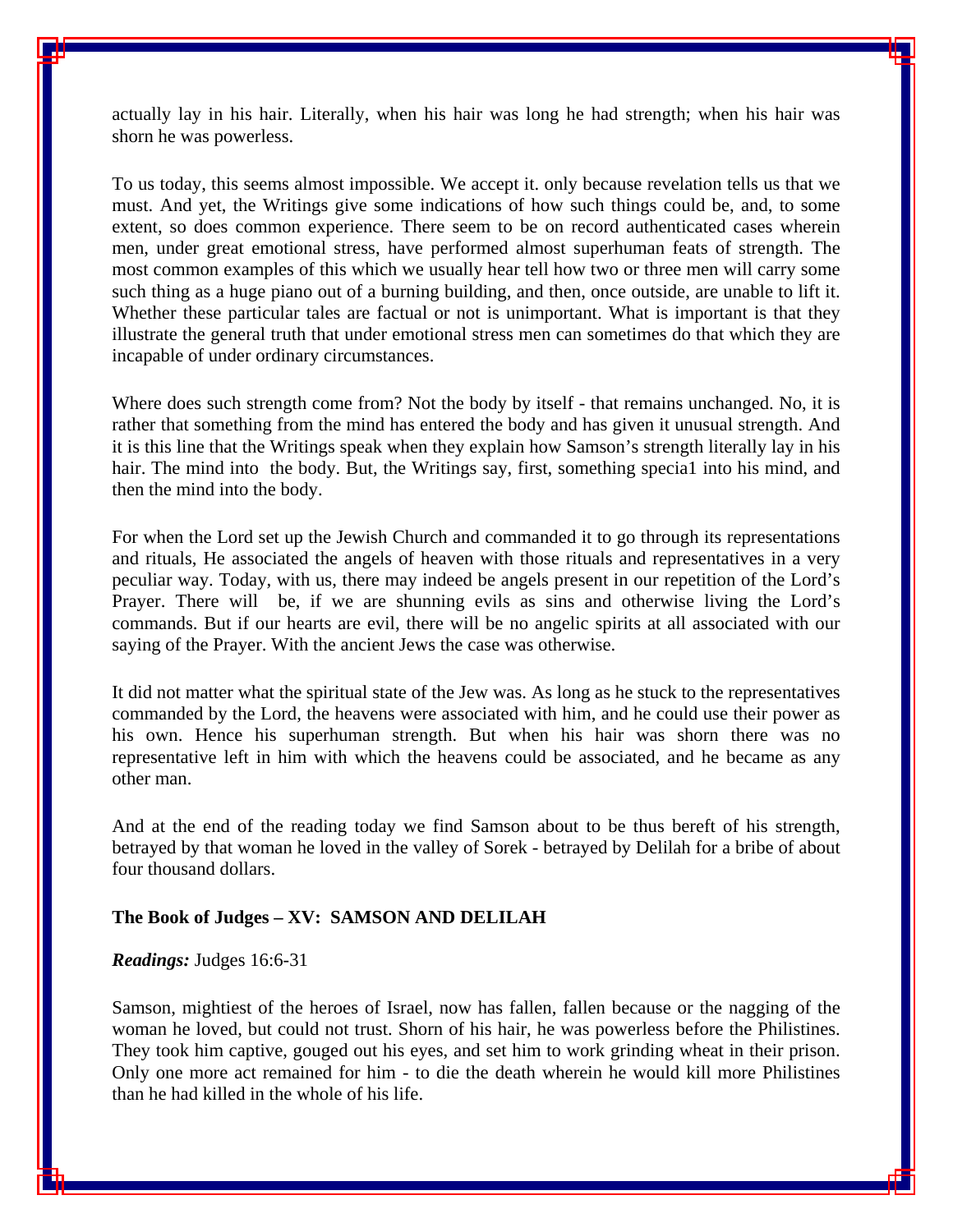actually lay in his hair. Literally, when his hair was long he had strength; when his hair was shorn he was powerless.

To us today, this seems almost impossible. We accept it. only because revelation tells us that we must. And yet, the Writings give some indications of how such things could be, and, to some extent, so does common experience. There seem to be on record authenticated cases wherein men, under great emotional stress, have performed almost superhuman feats of strength. The most common examples of this which we usually hear tell how two or three men will carry some such thing as a huge piano out of a burning building, and then, once outside, are unable to lift it. Whether these particular tales are factual or not is unimportant. What is important is that they illustrate the general truth that under emotional stress men can sometimes do that which they are incapable of under ordinary circumstances.

Where does such strength come from? Not the body by itself - that remains unchanged. No, it is rather that something from the mind has entered the body and has given it unusual strength. And it is this line that the Writings speak when they explain how Samson's strength literally lay in his hair. The mind into the body. But, the Writings say, first, something specia1 into his mind, and then the mind into the body.

For when the Lord set up the Jewish Church and commanded it to go through its representations and rituals, He associated the angels of heaven with those rituals and representatives in a very peculiar way. Today, with us, there may indeed be angels present in our repetition of the Lord's Prayer. There will be, if we are shunning evils as sins and otherwise living the Lord's commands. But if our hearts are evil, there will be no angelic spirits at all associated with our saying of the Prayer. With the ancient Jews the case was otherwise.

It did not matter what the spiritual state of the Jew was. As long as he stuck to the representatives commanded by the Lord, the heavens were associated with him, and he could use their power as his own. Hence his superhuman strength. But when his hair was shorn there was no representative left in him with which the heavens could be associated, and he became as any other man.

And at the end of the reading today we find Samson about to be thus bereft of his strength, betrayed by that woman he loved in the valley of Sorek - betrayed by Delilah for a bribe of about four thousand dollars.

**The Book of Judges – XV: SAMSON AND DELILAH**

***Readings:*** Judges 16:6-31

Samson, mightiest of the heroes of Israel, now has fallen, fallen because or the nagging of the woman he loved, but could not trust. Shorn of his hair, he was powerless before the Philistines. They took him captive, gouged out his eyes, and set him to work grinding wheat in their prison. Only one more act remained for him - to die the death wherein he would kill more Philistines than he had killed in the whole of his life.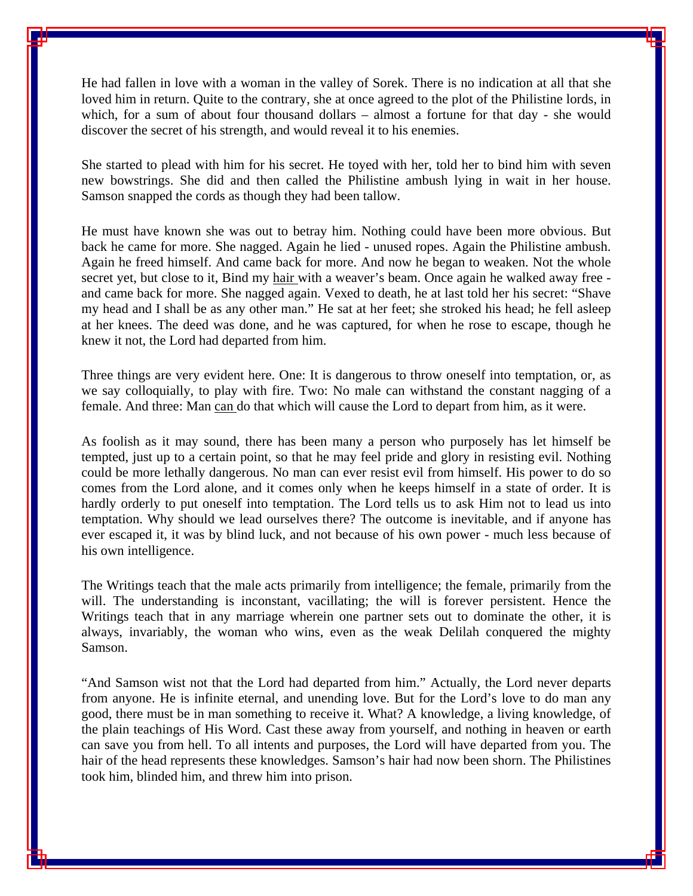He had fallen in love with a woman in the valley of Sorek. There is no indication at all that she loved him in return. Quite to the contrary, she at once agreed to the plot of the Philistine lords, in which, for a sum of about four thousand dollars – almost a fortune for that day - she would discover the secret of his strength, and would reveal it to his enemies.

She started to plead with him for his secret. He toyed with her, told her to bind him with seven new bowstrings. She did and then called the Philistine ambush lying in wait in her house. Samson snapped the cords as though they had been tallow.

He must have known she was out to betray him. Nothing could have been more obvious. But back he came for more. She nagged. Again he lied - unused ropes. Again the Philistine ambush. Again he freed himself. And came back for more. And now he began to weaken. Not the whole secret yet, but close to it, Bind my <u>hair</u> with a weaver's beam. Once again he walked away free - and came back for more. She nagged again. Vexed to death, he at last told her his secret: "Shave my head and I shall be as any other man." He sat at her feet; she stroked his head; he fell asleep at her knees. The deed was done, and he was captured, for when he rose to escape, though he knew it not, the Lord had departed from him.

Three things are very evident here. One: It is dangerous to throw oneself into temptation, or, as we say colloquially, to play with fire. Two: No male can withstand the constant nagging of a female. And three: Man <u>can</u> do that which will cause the Lord to depart from him, as it were.

As foolish as it may sound, there has been many a person who purposely has let himself be tempted, just up to a certain point, so that he may feel pride and glory in resisting evil. Nothing could be more lethally dangerous. No man can ever resist evil from himself. His power to do so comes from the Lord alone, and it comes only when he keeps himself in a state of order. It is hardly orderly to put oneself into temptation. The Lord tells us to ask Him not to lead us into temptation. Why should we lead ourselves there? The outcome is inevitable, and if anyone has ever escaped it, it was by blind luck, and not because of his own power - much less because of his own intelligence.

The Writings teach that the male acts primarily from intelligence; the female, primarily from the will. The understanding is inconstant, vacillating; the will is forever persistent. Hence the Writings teach that in any marriage wherein one partner sets out to dominate the other, it is always, invariably, the woman who wins, even as the weak Delilah conquered the mighty Samson.

"And Samson wist not that the Lord had departed from him." Actually, the Lord never departs from anyone. He is infinite eternal, and unending love. But for the Lord's love to do man any good, there must be in man something to receive it. What? A knowledge, a living knowledge, of the plain teachings of His Word. Cast these away from yourself, and nothing in heaven or earth can save you from hell. To all intents and purposes, the Lord will have departed from you. The hair of the head represents these knowledges. Samson's hair had now been shorn. The Philistines took him, blinded him, and threw him into prison.